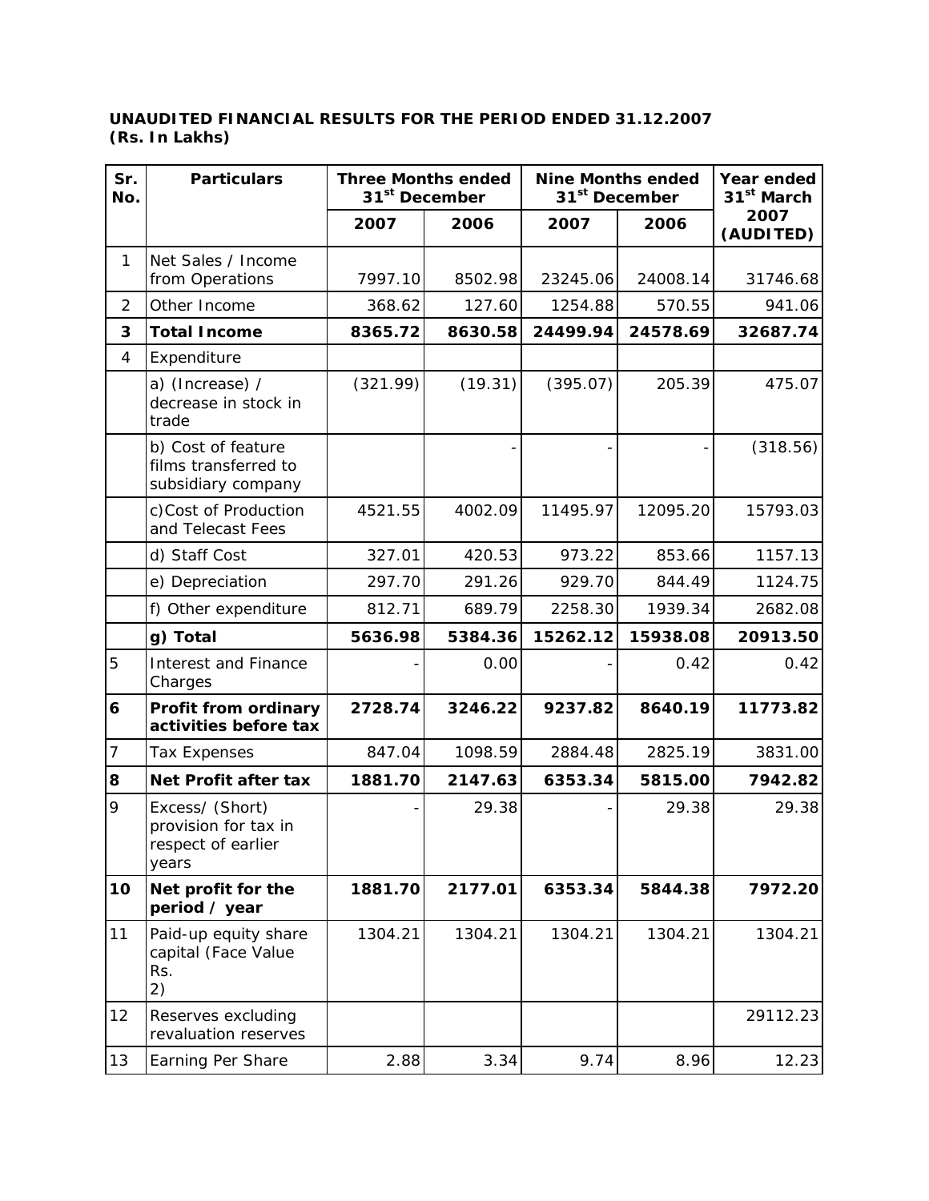**UNAUDITED FINANCIAL RESULTS FOR THE PERIOD ENDED 31.12.2007**
**(Rs. In Lakhs)**

| Sr. No. | Particulars | Three Months ended 31st December | | Nine Months ended 31st December | | Year ended 31st March |
|---|---|---|---|---|---|---|
| | | 2007 | 2006 | 2007 | 2006 | 2007 (AUDITED) |
| 1 | Net Sales / Income from Operations | 7997.10 | 8502.98 | 23245.06 | 24008.14 | 31746.68 |
| 2 | Other Income | 368.62 | 127.60 | 1254.88 | 570.55 | 941.06 |
| **3** | **Total Income** | **8365.72** | **8630.58** | **24499.94** | **24578.69** | **32687.74** |
| 4 | Expenditure | | | | | |
| | a) (Increase) / decrease in stock in trade | (321.99) | (19.31) | (395.07) | 205.39 | 475.07 |
| | b) Cost of feature films transferred to subsidiary company | | - | - | - | (318.56) |
| | c) Cost of Production and Telecast Fees | 4521.55 | 4002.09 | 11495.97 | 12095.20 | 15793.03 |
| | d) Staff Cost | 327.01 | 420.53 | 973.22 | 853.66 | 1157.13 |
| | e) Depreciation | 297.70 | 291.26 | 929.70 | 844.49 | 1124.75 |
| | f) Other expenditure | 812.71 | 689.79 | 2258.30 | 1939.34 | 2682.08 |
| | **g) Total** | **5636.98** | **5384.36** | **15262.12** | **15938.08** | **20913.50** |
| 5 | Interest and Finance Charges | - | 0.00 | - | 0.42 | 0.42 |
| **6** | **Profit from ordinary activities before tax** | **2728.74** | **3246.22** | **9237.82** | **8640.19** | **11773.82** |
| 7 | Tax Expenses | 847.04 | 1098.59 | 2884.48 | 2825.19 | 3831.00 |
| **8** | **Net Profit after tax** | **1881.70** | **2147.63** | **6353.34** | **5815.00** | **7942.82** |
| 9 | Excess/ (Short) provision for tax in respect of earlier years | - | 29.38 | - | 29.38 | 29.38 |
| **10** | **Net profit for the period / year** | **1881.70** | **2177.01** | **6353.34** | **5844.38** | **7972.20** |
| 11 | Paid-up equity share capital (Face Value Rs. 2) | 1304.21 | 1304.21 | 1304.21 | 1304.21 | 1304.21 |
| 12 | Reserves excluding revaluation reserves | | | | | 29112.23 |
| 13 | Earning Per Share | 2.88 | 3.34 | 9.74 | 8.96 | 12.23 |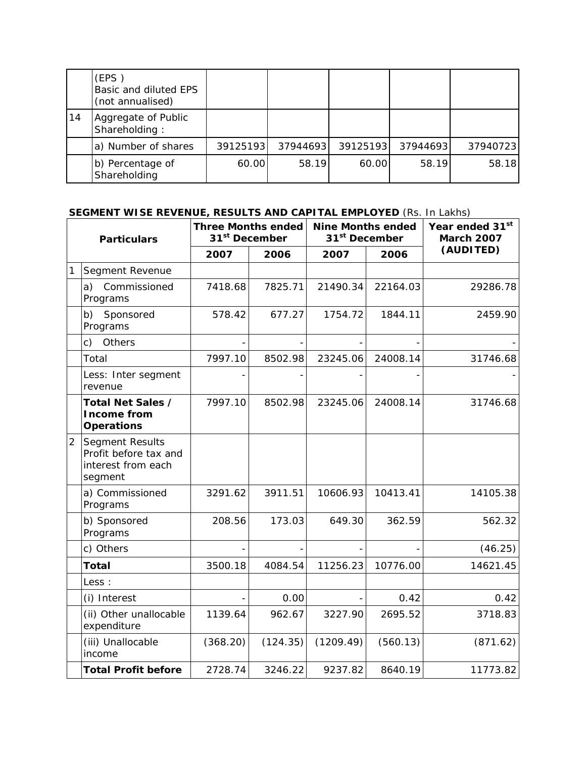|  | (EPS )<br>Basic and diluted EPS (not annualised) |  |  |  |  |  |
|---|---|---|---|---|---|---|
| 14 | Aggregate of Public Shareholding : |  |  |  |  |  |
|  | a) Number of shares | 39125193 | 37944693 | 39125193 | 37944693 | 37940723 |
|  | b) Percentage of Shareholding | 60.00 | 58.19 | 60.00 | 58.19 | 58.18 |

**SEGMENT WISE REVENUE, RESULTS AND CAPITAL EMPLOYED** (Rs. In Lakhs)

| Particulars | | Three Months ended 31st December | | Nine Months ended 31st December | | Year ended 31st March 2007 (AUDITED) |
|---|---|---|---|---|---|---|
| | | 2007 | 2006 | 2007 | 2006 | |
| 1 | Segment Revenue | | | | | |
| | a) Commissioned Programs | 7418.68 | 7825.71 | 21490.34 | 22164.03 | 29286.78 |
| | b) Sponsored Programs | 578.42 | 677.27 | 1754.72 | 1844.11 | 2459.90 |
| | c) Others | - | - | - | - | - |
| | Total | 7997.10 | 8502.98 | 23245.06 | 24008.14 | 31746.68 |
| | Less: Inter segment revenue | - | - | - | - | - |
| | **Total Net Sales / Income from Operations** | 7997.10 | 8502.98 | 23245.06 | 24008.14 | 31746.68 |
| 2 | Segment Results Profit before tax and interest from each segment | | | | | |
| | a) Commissioned Programs | 3291.62 | 3911.51 | 10606.93 | 10413.41 | 14105.38 |
| | b) Sponsored Programs | 208.56 | 173.03 | 649.30 | 362.59 | 562.32 |
| | c) Others | - | - | - | - | (46.25) |
| | **Total** | 3500.18 | 4084.54 | 11256.23 | 10776.00 | 14621.45 |
| | Less : | | | | | |
| | (i) Interest | - | 0.00 | - | 0.42 | 0.42 |
| | (ii) Other unallocable expenditure | 1139.64 | 962.67 | 3227.90 | 2695.52 | 3718.83 |
| | (iii) Unallocable income | (368.20) | (124.35) | (1209.49) | (560.13) | (871.62) |
| | **Total Profit before** | 2728.74 | 3246.22 | 9237.82 | 8640.19 | 11773.82 |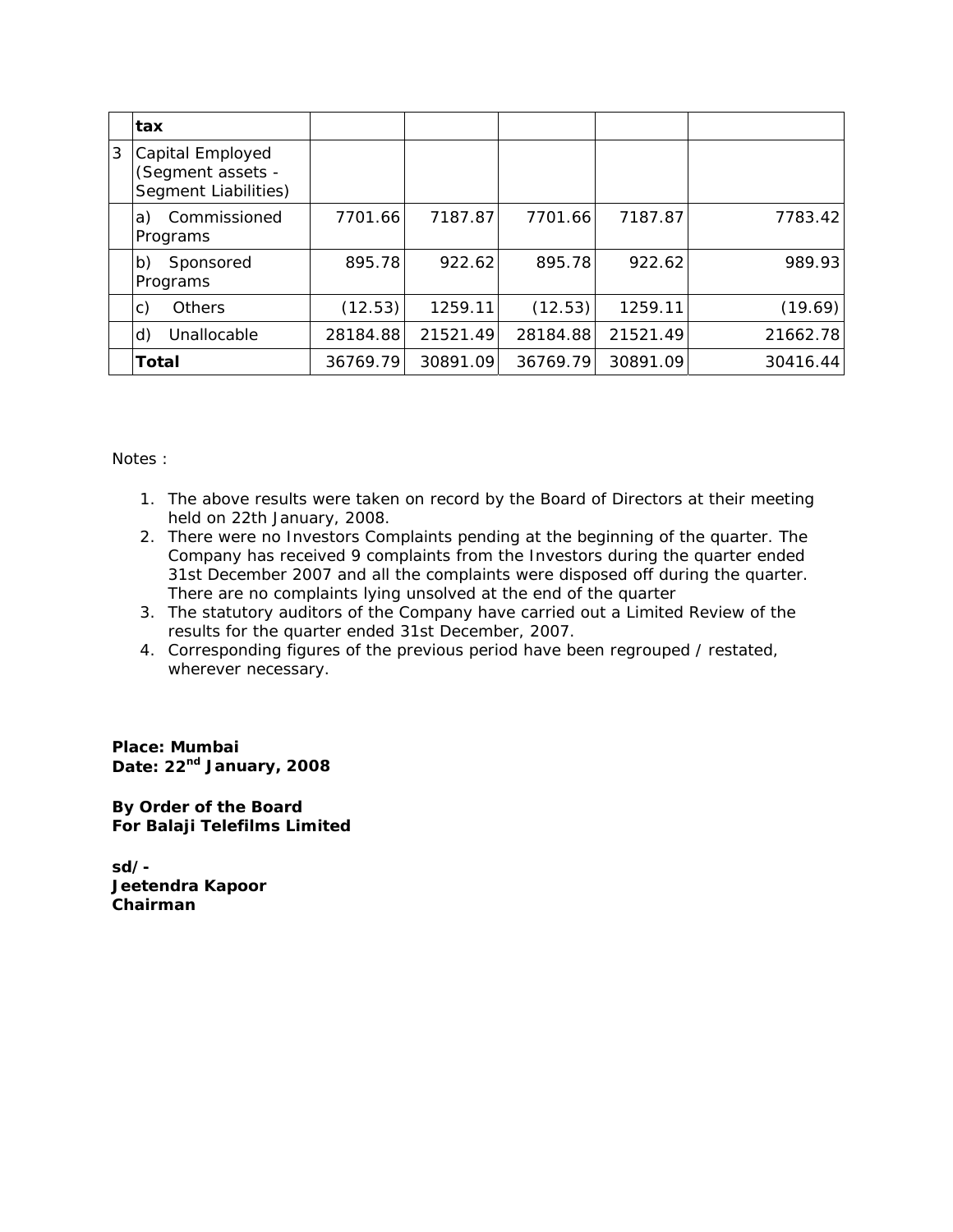| | | | | | | |
|---|---|---|---|---|---|---|
| | **tax** | | | | | |
| 3 | Capital Employed (Segment assets - Segment Liabilities) | | | | | |
| | a) Commissioned Programs | 7701.66 | 7187.87 | 7701.66 | 7187.87 | 7783.42 |
| | b) Sponsored Programs | 895.78 | 922.62 | 895.78 | 922.62 | 989.93 |
| | c) Others | (12.53) | 1259.11 | (12.53) | 1259.11 | (19.69) |
| | d) Unallocable | 28184.88 | 21521.49 | 28184.88 | 21521.49 | 21662.78 |
| | **Total** | 36769.79 | 30891.09 | 36769.79 | 30891.09 | 30416.44 |

Notes :

1. The above results were taken on record by the Board of Directors at their meeting held on 22th January, 2008.
2. There were no Investors Complaints pending at the beginning of the quarter. The Company has received 9 complaints from the Investors during the quarter ended 31st December 2007 and all the complaints were disposed off during the quarter. There are no complaints lying unsolved at the end of the quarter
3. The statutory auditors of the Company have carried out a Limited Review of the results for the quarter ended 31st December, 2007.
4. Corresponding figures of the previous period have been regrouped / restated, wherever necessary.

**Place: Mumbai**
**Date: 22nd January, 2008**

**By Order of the Board**
**For Balaji Telefilms Limited**

**sd/-**
**Jeetendra Kapoor**
**Chairman**